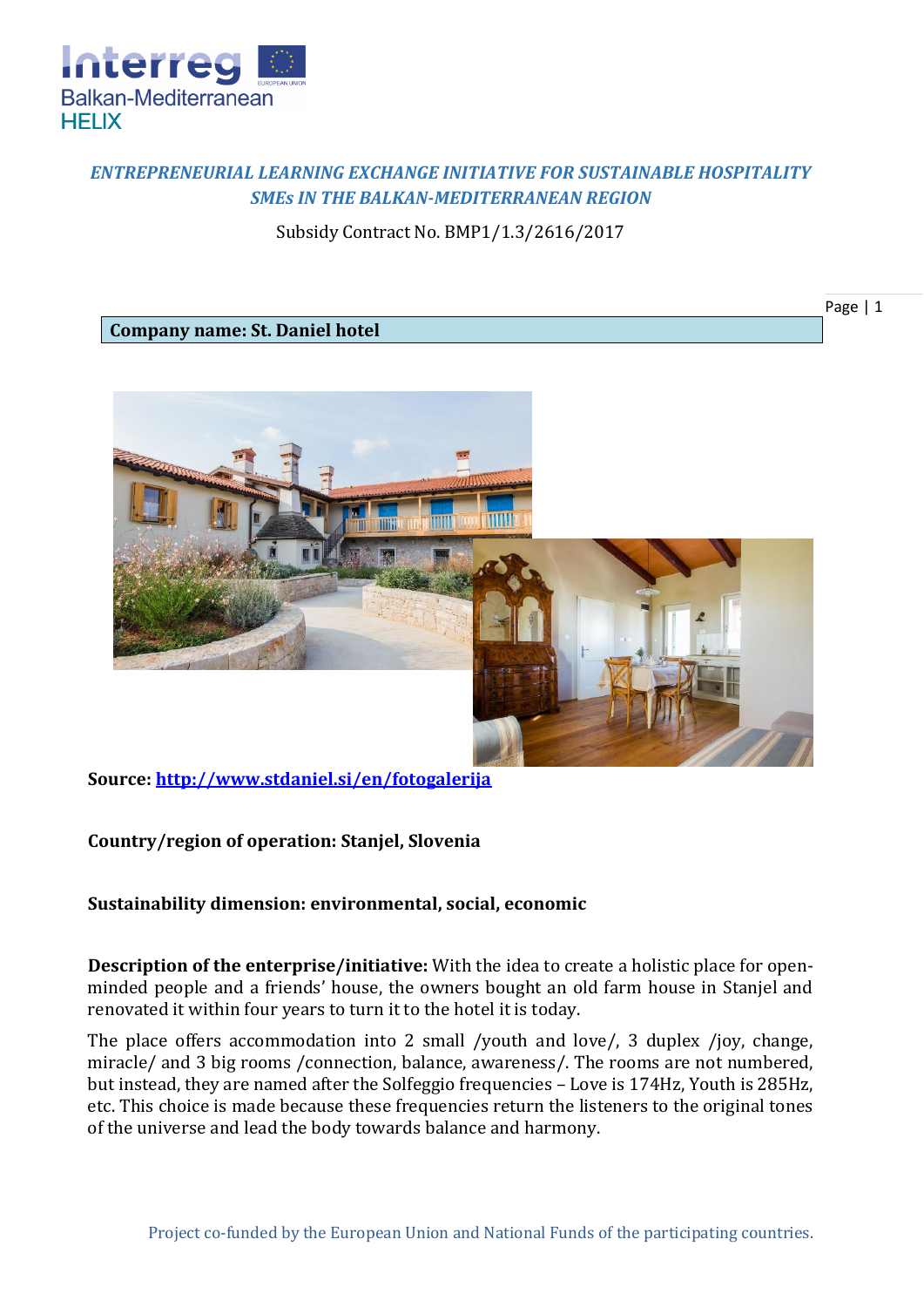*ENTREPRENEURIAL LEARNING EXCHANGE INITIATIVE FOR SUSTAINABLE HOSPITALITY SMEs IN THE BALKAN-MEDITERRANEAN REGION*

Subsidy Contract No. BMP1/1.3/2616/2017

**Company name: St. Daniel hotel**

**Source:** [http://www.stdaniel.si/en/fotogalerija](http://www.stdaniel.si/en/fotogalerija)

**Country/region of operation: Stanjel, Slovenia**

**Sustainability dimension: environmental, social, economic**

**Description of the enterprise/initiative:** With the idea to create a holistic place for open-minded people and a friends' house, the owners bought an old farm house in Stanjel and renovated it within four years to turn it to the hotel it is today.

The place offers accommodation into 2 small /youth and love/, 3 duplex /joy, change, miracle/ and 3 big rooms /connection, balance, awareness/. The rooms are not numbered, but instead, they are named after the Solfeggio frequencies – Love is 174Hz, Youth is 285Hz, etc. This choice is made because these frequencies return the listeners to the original tones of the universe and lead the body towards balance and harmony.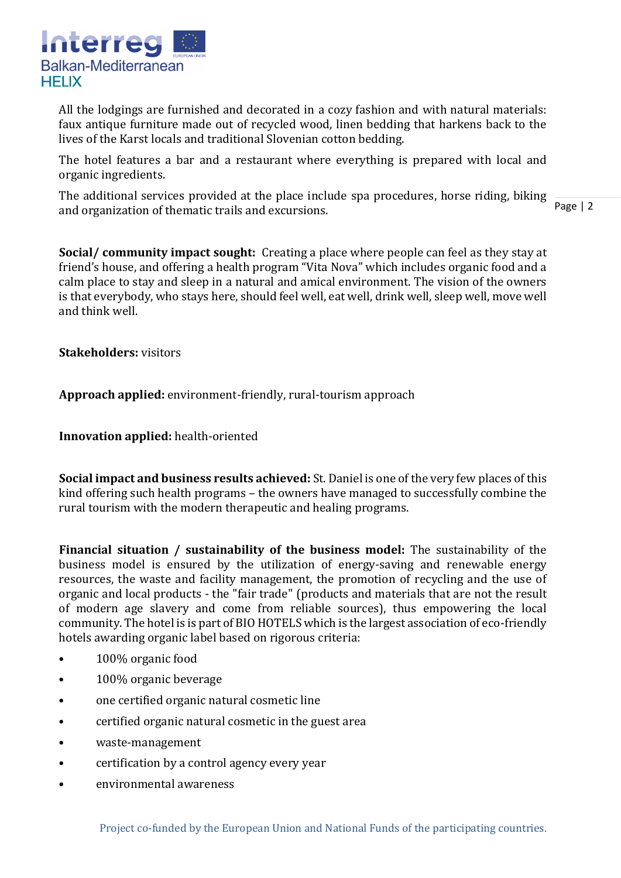All the lodgings are furnished and decorated in a cozy fashion and with natural materials: faux antique furniture made out of recycled wood, linen bedding that harkens back to the lives of the Karst locals and traditional Slovenian cotton bedding.

The hotel features a bar and a restaurant where everything is prepared with local and organic ingredients.

The additional services provided at the place include spa procedures, horse riding, biking and organization of thematic trails and excursions.

**Social/ community impact sought:** Creating a place where people can feel as they stay at friend's house, and offering a health program "Vita Nova" which includes organic food and a calm place to stay and sleep in a natural and amical environment. The vision of the owners is that everybody, who stays here, should feel well, eat well, drink well, sleep well, move well and think well.

**Stakeholders:** visitors

**Approach applied:** environment-friendly, rural-tourism approach

**Innovation applied:** health-oriented

**Social impact and business results achieved:** St. Daniel is one of the very few places of this kind offering such health programs – the owners have managed to successfully combine the rural tourism with the modern therapeutic and healing programs.

**Financial situation / sustainability of the business model:** The sustainability of the business model is ensured by the utilization of energy-saving and renewable energy resources, the waste and facility management, the promotion of recycling and the use of organic and local products - the "fair trade" (products and materials that are not the result of modern age slavery and come from reliable sources), thus empowering the local community. The hotel is is part of BIO HOTELS which is the largest association of eco-friendly hotels awarding organic label based on rigorous criteria:

- 100% organic food
- 100% organic beverage
- one certified organic natural cosmetic line
- certified organic natural cosmetic in the guest area
- waste-management
- certification by a control agency every year
- environmental awareness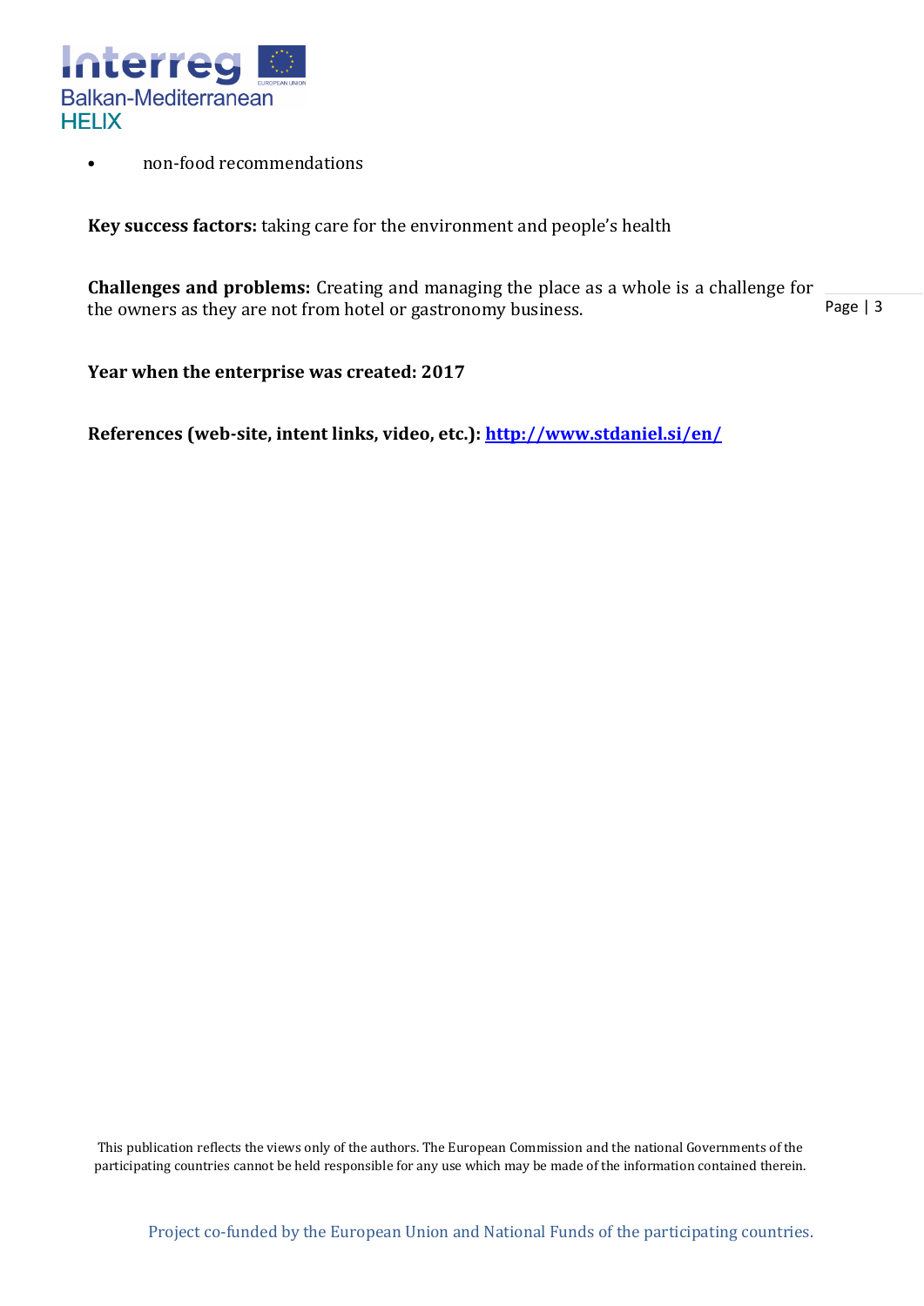- non-food recommendations

**Key success factors:** taking care for the environment and people's health

**Challenges and problems:** Creating and managing the place as a whole is a challenge for the owners as they are not from hotel or gastronomy business.

**Year when the enterprise was created: 2017**

**References (web-site, intent links, video, etc.): [http://www.stdaniel.si/en/](http://www.stdaniel.si/en/)**

This publication reflects the views only of the authors. The European Commission and the national Governments of the participating countries cannot be held responsible for any use which may be made of the information contained therein.

Project co-funded by the European Union and National Funds of the participating countries.